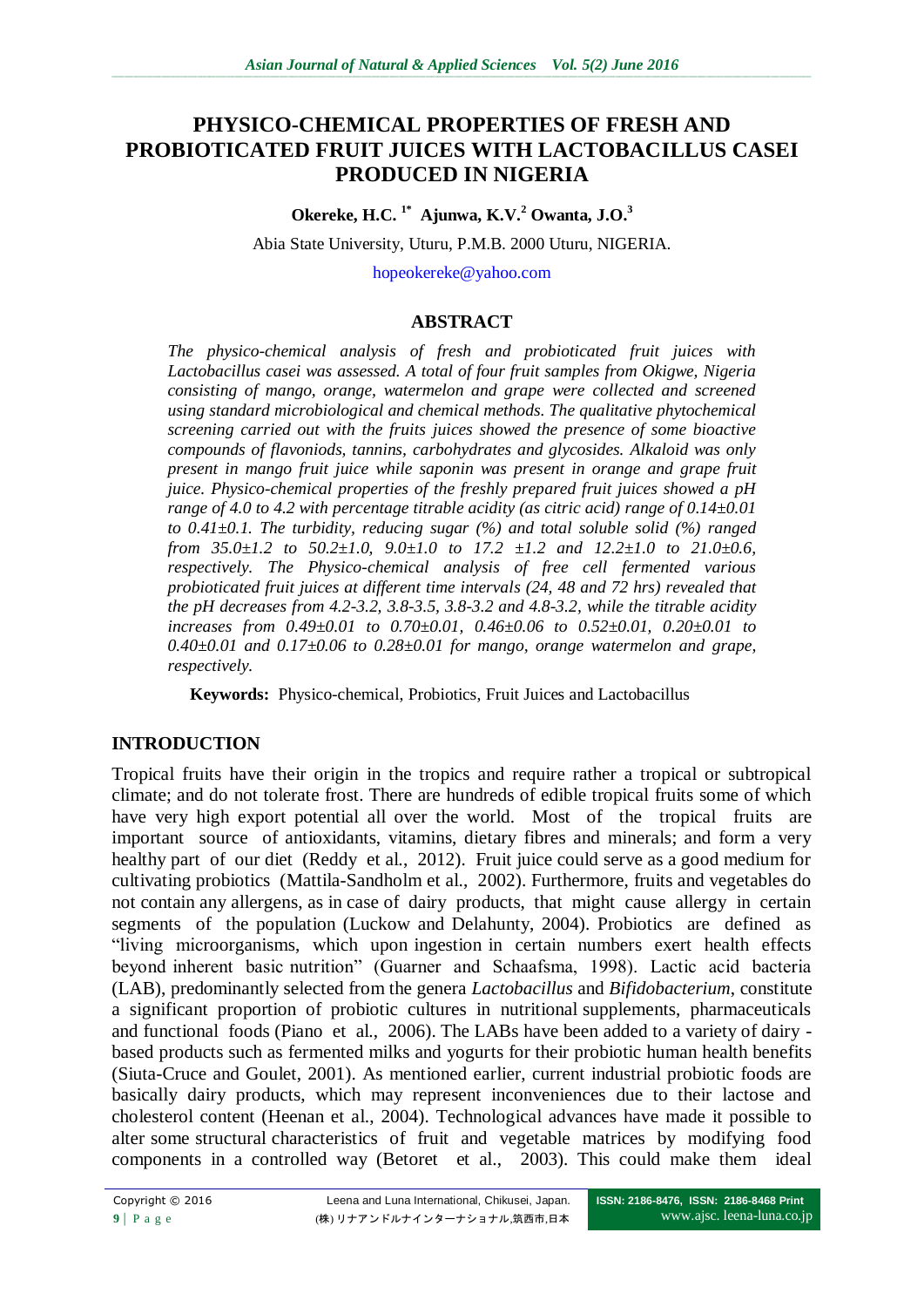# PHYSICO-CHEMICAL PROPERTIES OF FRESH AND PROBIOTICATED FRUIT JUICES WITH LACTOBACILLUS CASEI PRODUCED IN NIGERIA

**Okereke, H.C.[1*] Ajunwa, K.V.[2] Owanta, J.O.[3]**

Abia State University, Uturu, P.M.B. 2000 Uturu, NIGERIA.

hopeokereke@yahoo.com

## ABSTRACT

*The physico-chemical analysis of fresh and probioticated fruit juices with Lactobacillus casei was assessed. A total of four fruit samples from Okigwe, Nigeria consisting of mango, orange, watermelon and grape were collected and screened using standard microbiological and chemical methods. The qualitative phytochemical screening carried out with the fruits juices showed the presence of some bioactive compounds of flavoniods, tannins, carbohydrates and glycosides. Alkaloid was only present in mango fruit juice while saponin was present in orange and grape fruit juice. Physico-chemical properties of the freshly prepared fruit juices showed a pH range of 4.0 to 4.2 with percentage titrable acidity (as citric acid) range of 0.14±0.01 to 0.41±0.1. The turbidity, reducing sugar (%) and total soluble solid (%) ranged from 35.0±1.2 to 50.2±1.0, 9.0±1.0 to 17.2 ±1.2 and 12.2±1.0 to 21.0±0.6, respectively. The Physico-chemical analysis of free cell fermented various probioticated fruit juices at different time intervals (24, 48 and 72 hrs) revealed that the pH decreases from 4.2-3.2, 3.8-3.5, 3.8-3.2 and 4.8-3.2, while the titrable acidity increases from 0.49±0.01 to 0.70±0.01, 0.46±0.06 to 0.52±0.01, 0.20±0.01 to 0.40±0.01 and 0.17±0.06 to 0.28±0.01 for mango, orange watermelon and grape, respectively.*

**Keywords:** Physico-chemical, Probiotics, Fruit Juices and Lactobacillus

## INTRODUCTION

Tropical fruits have their origin in the tropics and require rather a tropical or subtropical climate; and do not tolerate frost. There are hundreds of edible tropical fruits some of which have very high export potential all over the world. Most of the tropical fruits are important source of antioxidants, vitamins, dietary fibres and minerals; and form a very healthy part of our diet (Reddy et al., 2012). Fruit juice could serve as a good medium for cultivating probiotics (Mattila-Sandholm et al., 2002). Furthermore, fruits and vegetables do not contain any allergens, as in case of dairy products, that might cause allergy in certain segments of the population (Luckow and Delahunty, 2004). Probiotics are defined as "living microorganisms, which upon ingestion in certain numbers exert health effects beyond inherent basic nutrition" (Guarner and Schaafsma, 1998). Lactic acid bacteria (LAB), predominantly selected from the genera *Lactobacillus* and *Bifidobacterium*, constitute a significant proportion of probiotic cultures in nutritional supplements, pharmaceuticals and functional foods (Piano et al., 2006). The LABs have been added to a variety of dairy - based products such as fermented milks and yogurts for their probiotic human health benefits (Siuta-Cruce and Goulet, 2001). As mentioned earlier, current industrial probiotic foods are basically dairy products, which may represent inconveniences due to their lactose and cholesterol content (Heenan et al., 2004). Technological advances have made it possible to alter some structural characteristics of fruit and vegetable matrices by modifying food components in a controlled way (Betoret et al., 2003). This could make them ideal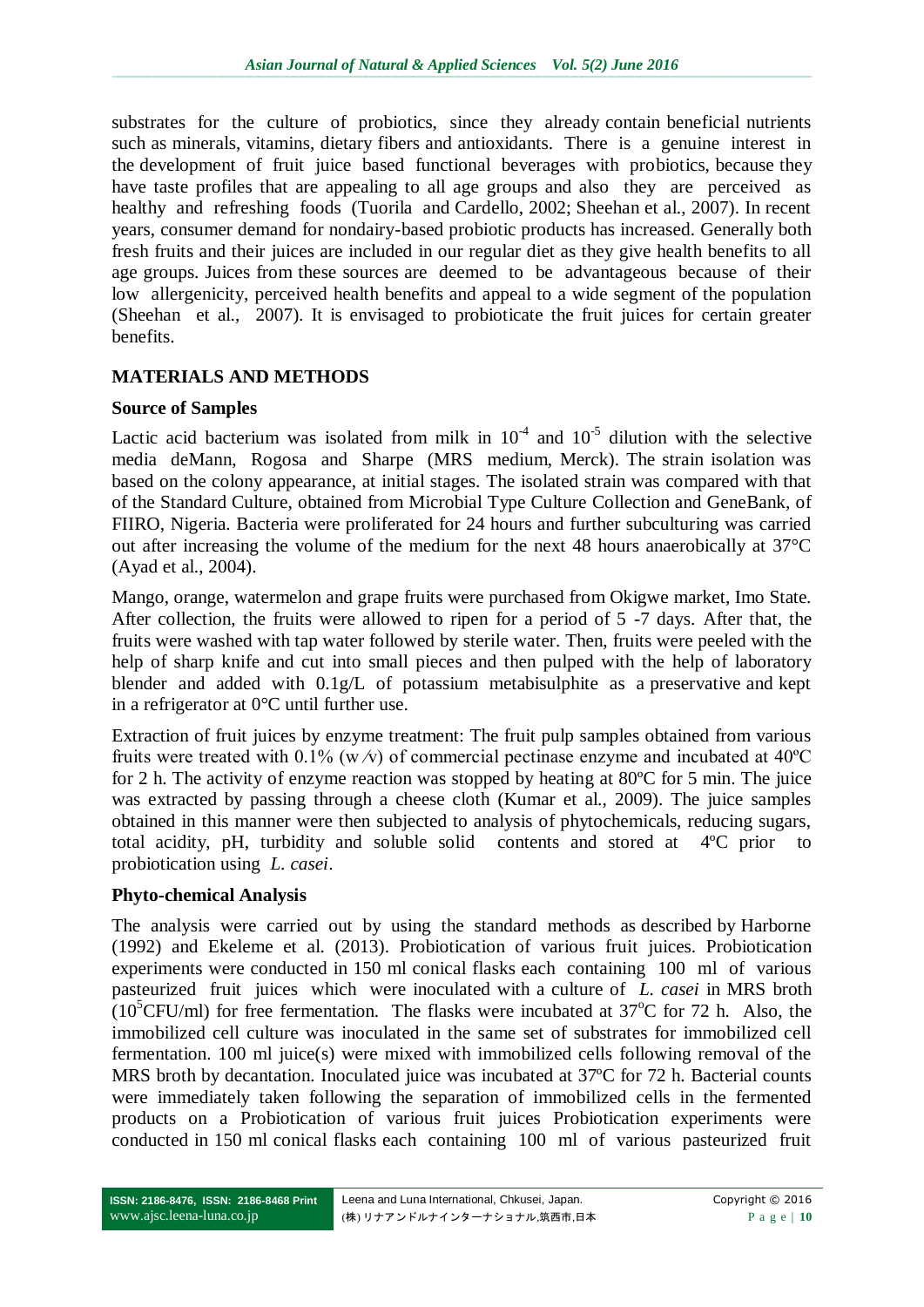substrates for the culture of probiotics, since they already contain beneficial nutrients such as minerals, vitamins, dietary fibers and antioxidants. There is a genuine interest in the development of fruit juice based functional beverages with probiotics, because they have taste profiles that are appealing to all age groups and also they are perceived as healthy and refreshing foods (Tuorila and Cardello, 2002; Sheehan et al., 2007). In recent years, consumer demand for nondairy-based probiotic products has increased. Generally both fresh fruits and their juices are included in our regular diet as they give health benefits to all age groups. Juices from these sources are deemed to be advantageous because of their low allergenicity, perceived health benefits and appeal to a wide segment of the population (Sheehan et al., 2007). It is envisaged to probioticate the fruit juices for certain greater benefits.

## MATERIALS AND METHODS

### Source of Samples

Lactic acid bacterium was isolated from milk in $10^{-4}$ and $10^{-5}$ dilution with the selective media deMann, Rogosa and Sharpe (MRS medium, Merck). The strain isolation was based on the colony appearance, at initial stages. The isolated strain was compared with that of the Standard Culture, obtained from Microbial Type Culture Collection and GeneBank, of FIIRO, Nigeria. Bacteria were proliferated for 24 hours and further subculturing was carried out after increasing the volume of the medium for the next 48 hours anaerobically at 37°C (Ayad et al., 2004).

Mango, orange, watermelon and grape fruits were purchased from Okigwe market, Imo State. After collection, the fruits were allowed to ripen for a period of 5 -7 days. After that, the fruits were washed with tap water followed by sterile water. Then, fruits were peeled with the help of sharp knife and cut into small pieces and then pulped with the help of laboratory blender and added with 0.1g/L of potassium metabisulphite as a preservative and kept in a refrigerator at 0°C until further use.

Extraction of fruit juices by enzyme treatment: The fruit pulp samples obtained from various fruits were treated with 0.1% (w/v) of commercial pectinase enzyme and incubated at 40ºC for 2 h. The activity of enzyme reaction was stopped by heating at 80ºC for 5 min. The juice was extracted by passing through a cheese cloth (Kumar et al., 2009). The juice samples obtained in this manner were then subjected to analysis of phytochemicals, reducing sugars, total acidity, pH, turbidity and soluble solid contents and stored at 4ºC prior to probiotication using *L. casei*.

### Phyto-chemical Analysis

The analysis were carried out by using the standard methods as described by Harborne (1992) and Ekeleme et al. (2013). Probiotication of various fruit juices. Probiotication experiments were conducted in 150 ml conical flasks each containing 100 ml of various pasteurized fruit juices which were inoculated with a culture of *L. casei* in MRS broth ($10^5$CFU/ml) for free fermentation. The flasks were incubated at 37°C for 72 h. Also, the immobilized cell culture was inoculated in the same set of substrates for immobilized cell fermentation. 100 ml juice(s) were mixed with immobilized cells following removal of the MRS broth by decantation. Inoculated juice was incubated at 37ºC for 72 h. Bacterial counts were immediately taken following the separation of immobilized cells in the fermented products on a Probiotication of various fruit juices Probiotication experiments were conducted in 150 ml conical flasks each containing 100 ml of various pasteurized fruit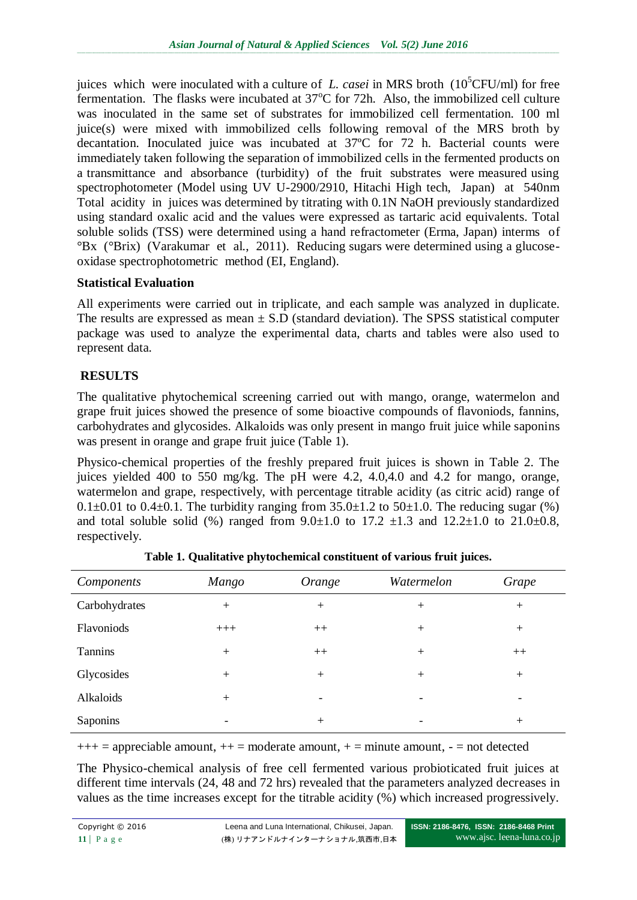juices which were inoculated with a culture of *L. casei* in MRS broth ($10^5$CFU/ml) for free fermentation. The flasks were incubated at 37°C for 72h. Also, the immobilized cell culture was inoculated in the same set of substrates for immobilized cell fermentation. 100 ml juice(s) were mixed with immobilized cells following removal of the MRS broth by decantation. Inoculated juice was incubated at 37ºC for 72 h. Bacterial counts were immediately taken following the separation of immobilized cells in the fermented products on a transmittance and absorbance (turbidity) of the fruit substrates were measured using spectrophotometer (Model using UV U-2900/2910, Hitachi High tech, Japan) at 540nm Total acidity in juices was determined by titrating with 0.1N NaOH previously standardized using standard oxalic acid and the values were expressed as tartaric acid equivalents. Total soluble solids (TSS) were determined using a hand refractometer (Erma, Japan) interms of °Bx (°Brix) (Varakumar et al., 2011). Reducing sugars were determined using a glucose-oxidase spectrophotometric method (EI, England).

**Statistical Evaluation**

All experiments were carried out in triplicate, and each sample was analyzed in duplicate. The results are expressed as mean ± S.D (standard deviation). The SPSS statistical computer package was used to analyze the experimental data, charts and tables were also used to represent data.

## RESULTS

The qualitative phytochemical screening carried out with mango, orange, watermelon and grape fruit juices showed the presence of some bioactive compounds of flavoniods, fannins, carbohydrates and glycosides. Alkaloids was only present in mango fruit juice while saponins was present in orange and grape fruit juice (Table 1).

Physico-chemical properties of the freshly prepared fruit juices is shown in Table 2. The juices yielded 400 to 550 mg/kg. The pH were 4.2, 4.0,4.0 and 4.2 for mango, orange, watermelon and grape, respectively, with percentage titrable acidity (as citric acid) range of 0.1±0.01 to 0.4±0.1. The turbidity ranging from 35.0±1.2 to 50±1.0. The reducing sugar (%) and total soluble solid (%) ranged from 9.0±1.0 to 17.2 ±1.3 and 12.2±1.0 to 21.0±0.8, respectively.

**Table 1. Qualitative phytochemical constituent of various fruit juices.**

| *Components* | *Mango* | *Orange* | *Watermelon* | *Grape* |
|---|---|---|---|---|
| Carbohydrates | + | + | + | + |
| Flavoniods | +++ | ++ | + | + |
| Tannins | + | ++ | + | ++ |
| Glycosides | + | + | + | + |
| Alkaloids | + | - | - | - |
| Saponins | - | + | - | + |

+++ = appreciable amount, ++ = moderate amount, + = minute amount, - = not detected

The Physico-chemical analysis of free cell fermented various probioticated fruit juices at different time intervals (24, 48 and 72 hrs) revealed that the parameters analyzed decreases in values as the time increases except for the titrable acidity (%) which increased progressively.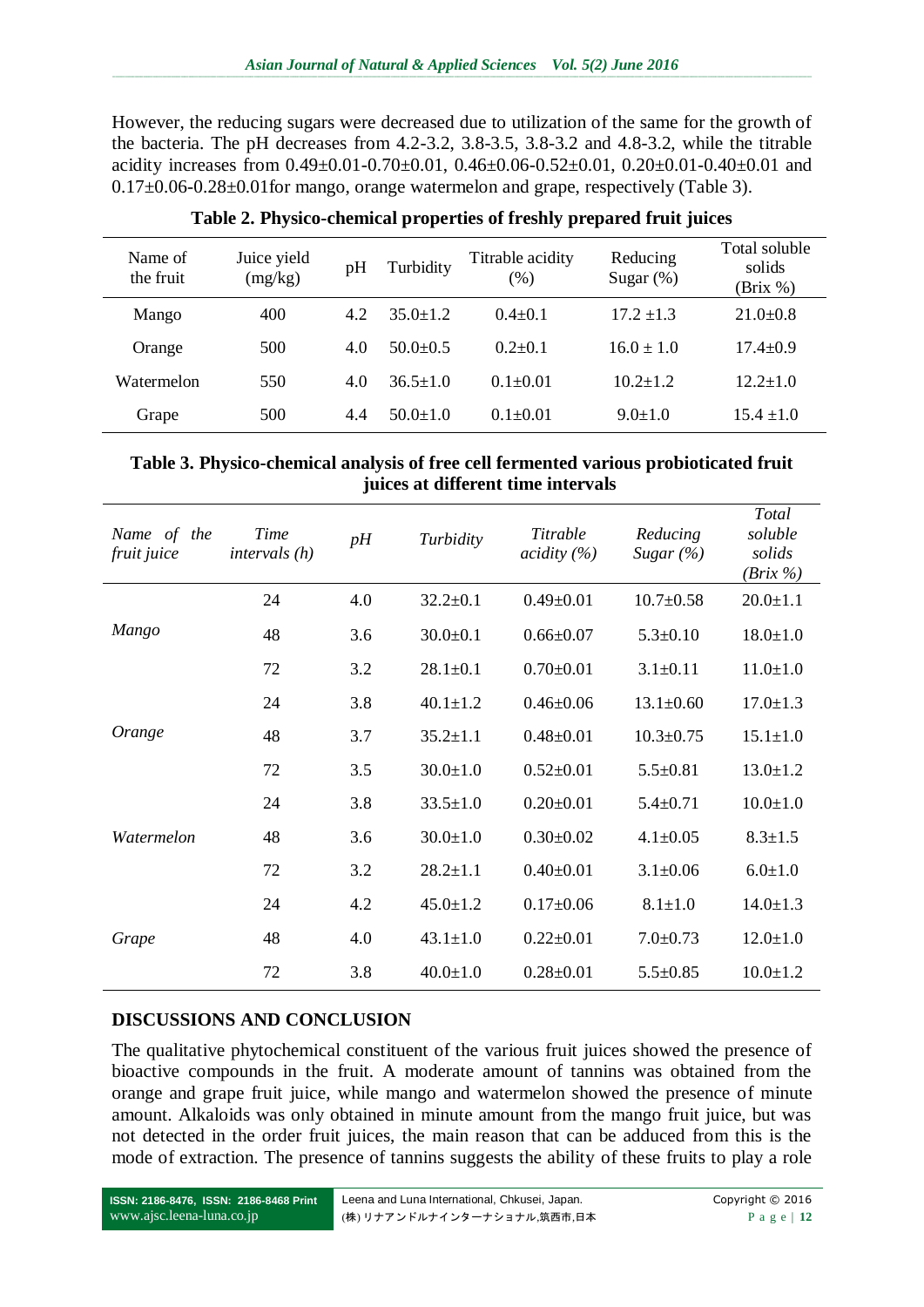However, the reducing sugars were decreased due to utilization of the same for the growth of the bacteria. The pH decreases from 4.2-3.2, 3.8-3.5, 3.8-3.2 and 4.8-3.2, while the titrable acidity increases from 0.49±0.01-0.70±0.01, 0.46±0.06-0.52±0.01, 0.20±0.01-0.40±0.01 and 0.17±0.06-0.28±0.01for mango, orange watermelon and grape, respectively (Table 3).

**Table 2. Physico-chemical properties of freshly prepared fruit juices**

| Name of the fruit | Juice yield (mg/kg) | pH | Turbidity | Titrable acidity (%) | Reducing Sugar (%) | Total soluble solids (Brix %) |
|---|---|---|---|---|---|---|
| Mango | 400 | 4.2 | 35.0±1.2 | 0.4±0.1 | 17.2 ±1.3 | 21.0±0.8 |
| Orange | 500 | 4.0 | 50.0±0.5 | 0.2±0.1 | 16.0 ± 1.0 | 17.4±0.9 |
| Watermelon | 550 | 4.0 | 36.5±1.0 | 0.1±0.01 | 10.2±1.2 | 12.2±1.0 |
| Grape | 500 | 4.4 | 50.0±1.0 | 0.1±0.01 | 9.0±1.0 | 15.4 ±1.0 |

**Table 3. Physico-chemical analysis of free cell fermented various probioticated fruit juices at different time intervals**

| *Name of the fruit juice* | *Time intervals (h)* | *pH* | *Turbidity* | *Titrable acidity (%)* | *Reducing Sugar (%)* | *Total soluble solids (Brix %)* |
|---|---|---|---|---|---|---|
| *Mango* | 24 | 4.0 | 32.2±0.1 | 0.49±0.01 | 10.7±0.58 | 20.0±1.1 |
| | 48 | 3.6 | 30.0±0.1 | 0.66±0.07 | 5.3±0.10 | 18.0±1.0 |
| | 72 | 3.2 | 28.1±0.1 | 0.70±0.01 | 3.1±0.11 | 11.0±1.0 |
| *Orange* | 24 | 3.8 | 40.1±1.2 | 0.46±0.06 | 13.1±0.60 | 17.0±1.3 |
| | 48 | 3.7 | 35.2±1.1 | 0.48±0.01 | 10.3±0.75 | 15.1±1.0 |
| | 72 | 3.5 | 30.0±1.0 | 0.52±0.01 | 5.5±0.81 | 13.0±1.2 |
| *Watermelon* | 24 | 3.8 | 33.5±1.0 | 0.20±0.01 | 5.4±0.71 | 10.0±1.0 |
| | 48 | 3.6 | 30.0±1.0 | 0.30±0.02 | 4.1±0.05 | 8.3±1.5 |
| | 72 | 3.2 | 28.2±1.1 | 0.40±0.01 | 3.1±0.06 | 6.0±1.0 |
| *Grape* | 24 | 4.2 | 45.0±1.2 | 0.17±0.06 | 8.1±1.0 | 14.0±1.3 |
| | 48 | 4.0 | 43.1±1.0 | 0.22±0.01 | 7.0±0.73 | 12.0±1.0 |
| | 72 | 3.8 | 40.0±1.0 | 0.28±0.01 | 5.5±0.85 | 10.0±1.2 |

## DISCUSSIONS AND CONCLUSION

The qualitative phytochemical constituent of the various fruit juices showed the presence of bioactive compounds in the fruit. A moderate amount of tannins was obtained from the orange and grape fruit juice, while mango and watermelon showed the presence of minute amount. Alkaloids was only obtained in minute amount from the mango fruit juice, but was not detected in the order fruit juices, the main reason that can be adduced from this is the mode of extraction. The presence of tannins suggests the ability of these fruits to play a role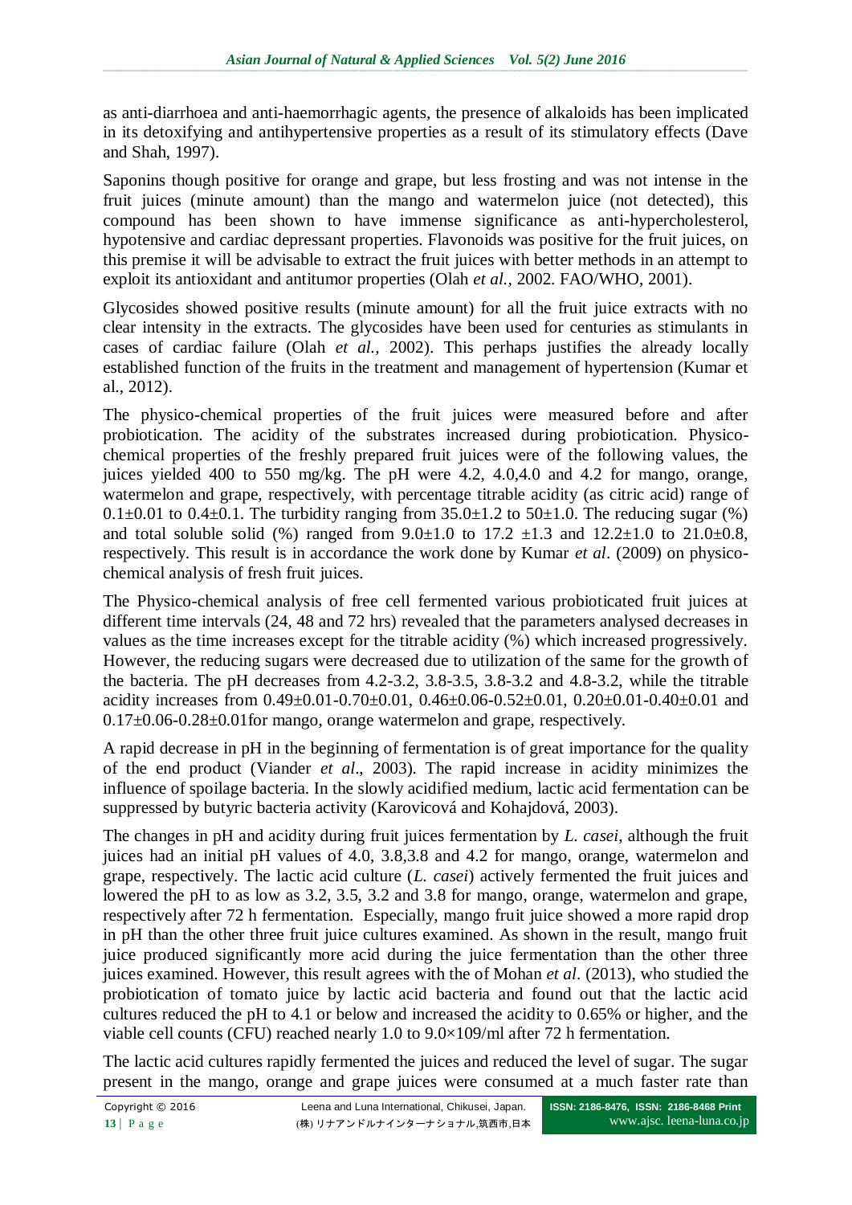as anti-diarrhoea and anti-haemorrhagic agents, the presence of alkaloids has been implicated in its detoxifying and antihypertensive properties as a result of its stimulatory effects (Dave and Shah, 1997).

Saponins though positive for orange and grape, but less frosting and was not intense in the fruit juices (minute amount) than the mango and watermelon juice (not detected), this compound has been shown to have immense significance as anti-hypercholesterol, hypotensive and cardiac depressant properties. Flavonoids was positive for the fruit juices, on this premise it will be advisable to extract the fruit juices with better methods in an attempt to exploit its antioxidant and antitumor properties (Olah *et al.,* 2002. FAO/WHO, 2001).

Glycosides showed positive results (minute amount) for all the fruit juice extracts with no clear intensity in the extracts. The glycosides have been used for centuries as stimulants in cases of cardiac failure (Olah *et al.,* 2002). This perhaps justifies the already locally established function of the fruits in the treatment and management of hypertension (Kumar et al., 2012).

The physico-chemical properties of the fruit juices were measured before and after probiotication. The acidity of the substrates increased during probiotication. Physico-chemical properties of the freshly prepared fruit juices were of the following values, the juices yielded 400 to 550 mg/kg. The pH were 4.2, 4.0,4.0 and 4.2 for mango, orange, watermelon and grape, respectively, with percentage titrable acidity (as citric acid) range of 0.1±0.01 to 0.4±0.1. The turbidity ranging from 35.0±1.2 to 50±1.0. The reducing sugar (%) and total soluble solid (%) ranged from 9.0±1.0 to 17.2 ±1.3 and 12.2±1.0 to 21.0±0.8, respectively. This result is in accordance the work done by Kumar *et al*. (2009) on physico-chemical analysis of fresh fruit juices.

The Physico-chemical analysis of free cell fermented various probioticated fruit juices at different time intervals (24, 48 and 72 hrs) revealed that the parameters analysed decreases in values as the time increases except for the titrable acidity (%) which increased progressively. However, the reducing sugars were decreased due to utilization of the same for the growth of the bacteria. The pH decreases from 4.2-3.2, 3.8-3.5, 3.8-3.2 and 4.8-3.2, while the titrable acidity increases from 0.49±0.01-0.70±0.01, 0.46±0.06-0.52±0.01, 0.20±0.01-0.40±0.01 and 0.17±0.06-0.28±0.01for mango, orange watermelon and grape, respectively.

A rapid decrease in pH in the beginning of fermentation is of great importance for the quality of the end product (Viander *et al*., 2003). The rapid increase in acidity minimizes the influence of spoilage bacteria. In the slowly acidified medium, lactic acid fermentation can be suppressed by butyric bacteria activity (Karovicová and Kohajdová, 2003).

The changes in pH and acidity during fruit juices fermentation by *L. casei*, although the fruit juices had an initial pH values of 4.0, 3.8,3.8 and 4.2 for mango, orange, watermelon and grape, respectively. The lactic acid culture (*L. casei*) actively fermented the fruit juices and lowered the pH to as low as 3.2, 3.5, 3.2 and 3.8 for mango, orange, watermelon and grape, respectively after 72 h fermentation. Especially, mango fruit juice showed a more rapid drop in pH than the other three fruit juice cultures examined. As shown in the result, mango fruit juice produced significantly more acid during the juice fermentation than the other three juices examined. However, this result agrees with the of Mohan *et al*. (2013), who studied the probiotication of tomato juice by lactic acid bacteria and found out that the lactic acid cultures reduced the pH to 4.1 or below and increased the acidity to 0.65% or higher, and the viable cell counts (CFU) reached nearly 1.0 to 9.0×109/ml after 72 h fermentation.

The lactic acid cultures rapidly fermented the juices and reduced the level of sugar. The sugar present in the mango, orange and grape juices were consumed at a much faster rate than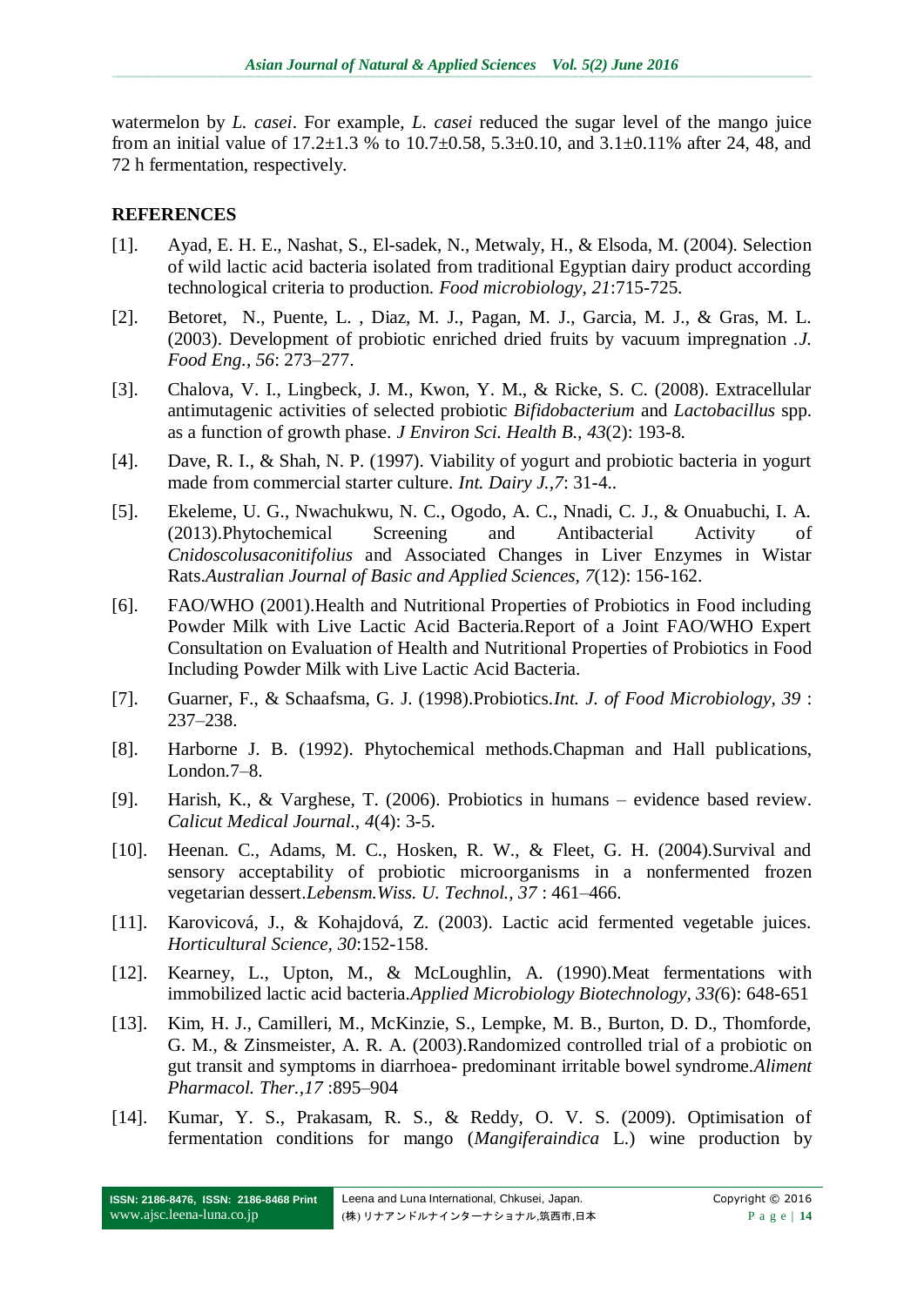watermelon by *L. casei*. For example, *L. casei* reduced the sugar level of the mango juice from an initial value of 17.2±1.3 % to 10.7±0.58, 5.3±0.10, and 3.1±0.11% after 24, 48, and 72 h fermentation, respectively.

## REFERENCES

[1]. Ayad, E. H. E., Nashat, S., El-sadek, N., Metwaly, H., & Elsoda, M. (2004). Selection of wild lactic acid bacteria isolated from traditional Egyptian dairy product according technological criteria to production. *Food microbiology, 21*:715-725.

[2]. Betoret, N., Puente, L. , Diaz, M. J., Pagan, M. J., Garcia, M. J., & Gras, M. L. (2003). Development of probiotic enriched dried fruits by vacuum impregnation .*J. Food Eng., 56*: 273–277.

[3]. Chalova, V. I., Lingbeck, J. M., Kwon, Y. M., & Ricke, S. C. (2008). Extracellular antimutagenic activities of selected probiotic *Bifidobacterium* and *Lactobacillus* spp. as a function of growth phase. *J Environ Sci. Health B., 43*(2): 193-8.

[4]. Dave, R. I., & Shah, N. P. (1997). Viability of yogurt and probiotic bacteria in yogurt made from commercial starter culture. *Int. Dairy J.,7*: 31-4..

[5]. Ekeleme, U. G., Nwachukwu, N. C., Ogodo, A. C., Nnadi, C. J., & Onuabuchi, I. A. (2013).Phytochemical Screening and Antibacterial Activity of *Cnidoscolusaconitifolius* and Associated Changes in Liver Enzymes in Wistar Rats.*Australian Journal of Basic and Applied Sciences, 7*(12): 156-162.

[6]. FAO/WHO (2001).Health and Nutritional Properties of Probiotics in Food including Powder Milk with Live Lactic Acid Bacteria.Report of a Joint FAO/WHO Expert Consultation on Evaluation of Health and Nutritional Properties of Probiotics in Food Including Powder Milk with Live Lactic Acid Bacteria.

[7]. Guarner, F., & Schaafsma, G. J. (1998).Probiotics.*Int. J. of Food Microbiology, 39* : 237–238.

[8]. Harborne J. B. (1992). Phytochemical methods.Chapman and Hall publications, London.7–8.

[9]. Harish, K., & Varghese, T. (2006). Probiotics in humans – evidence based review. *Calicut Medical Journal., 4*(4): 3-5.

[10]. Heenan. C., Adams, M. C., Hosken, R. W., & Fleet, G. H. (2004).Survival and sensory acceptability of probiotic microorganisms in a nonfermented frozen vegetarian dessert.*Lebensm.Wiss. U. Technol., 37* : 461–466.

[11]. Karovicová, J., & Kohajdová, Z. (2003). Lactic acid fermented vegetable juices. *Horticultural Science, 30*:152-158.

[12]. Kearney, L., Upton, M., & McLoughlin, A. (1990).Meat fermentations with immobilized lactic acid bacteria.*Applied Microbiology Biotechnology, 33*(6): 648-651

[13]. Kim, H. J., Camilleri, M., McKinzie, S., Lempke, M. B., Burton, D. D., Thomforde, G. M., & Zinsmeister, A. R. A. (2003).Randomized controlled trial of a probiotic on gut transit and symptoms in diarrhoea- predominant irritable bowel syndrome.*Aliment Pharmacol. Ther.,17* :895–904

[14]. Kumar, Y. S., Prakasam, R. S., & Reddy, O. V. S. (2009). Optimisation of fermentation conditions for mango (*Mangiferaindica* L.) wine production by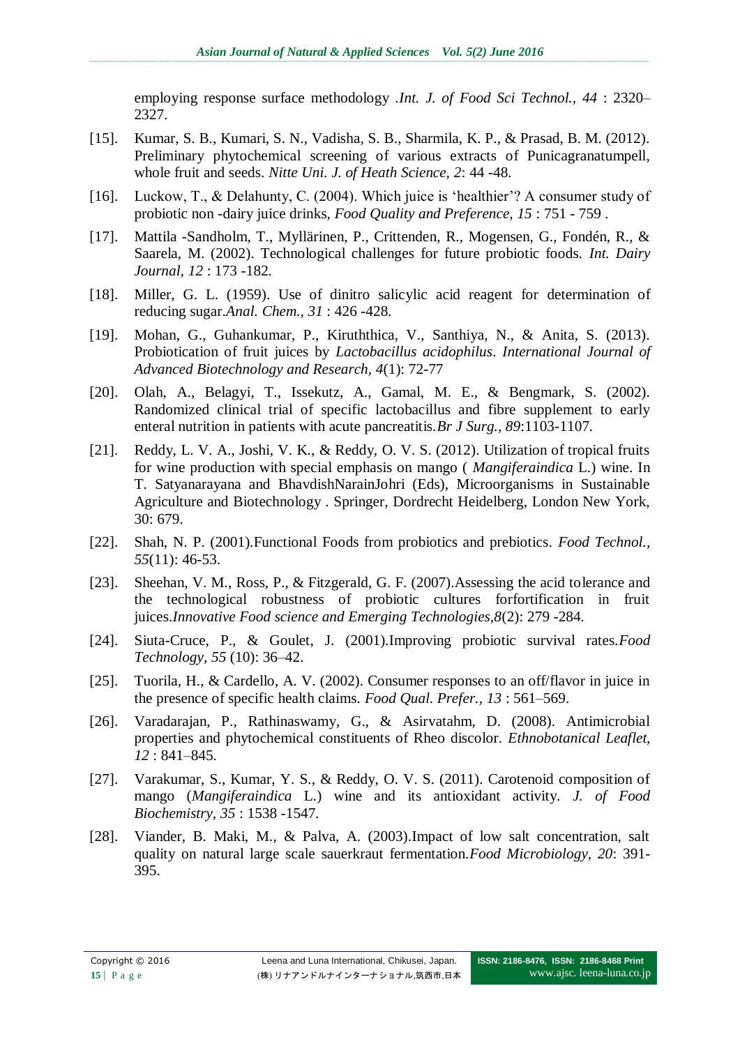employing response surface methodology .*Int. J. of Food Sci Technol., 44* : 2320–2327.

[15]. Kumar, S. B., Kumari, S. N., Vadisha, S. B., Sharmila, K. P., & Prasad, B. M. (2012). Preliminary phytochemical screening of various extracts of Punicagranatumpell, whole fruit and seeds. *Nitte Uni. J. of Heath Science, 2*: 44 -48.

[16]. Luckow, T., & Delahunty, C. (2004). Which juice is 'healthier'? A consumer study of probiotic non -dairy juice drinks, *Food Quality and Preference, 15* : 751 - 759 .

[17]. Mattila -Sandholm, T., Myllärinen, P., Crittenden, R., Mogensen, G., Fondén, R., & Saarela, M. (2002). Technological challenges for future probiotic foods. *Int. Dairy Journal, 12* : 173 -182.

[18]. Miller, G. L. (1959). Use of dinitro salicylic acid reagent for determination of reducing sugar.*Anal. Chem., 31* : 426 -428.

[19]. Mohan, G., Guhankumar, P., Kiruththica, V., Santhiya, N., & Anita, S. (2013). Probiotication of fruit juices by *Lactobacillus acidophilus*. *International Journal of Advanced Biotechnology and Research*, *4*(1): 72-77

[20]. Olah, A., Belagyi, T., Issekutz, A., Gamal, M. E., & Bengmark, S. (2002). Randomized clinical trial of specific lactobacillus and fibre supplement to early enteral nutrition in patients with acute pancreatitis.*Br J Surg., 89*:1103-1107.

[21]. Reddy, L. V. A., Joshi, V. K., & Reddy, O. V. S. (2012). Utilization of tropical fruits for wine production with special emphasis on mango ( *Mangiferaindica* L.) wine. In T. Satyanarayana and BhavdishNarainJohri (Eds), Microorganisms in Sustainable Agriculture and Biotechnology . Springer, Dordrecht Heidelberg, London New York, 30: 679.

[22]. Shah, N. P. (2001).Functional Foods from probiotics and prebiotics. *Food Technol., 55*(11): 46-53.

[23]. Sheehan, V. M., Ross, P., & Fitzgerald, G. F. (2007).Assessing the acid tolerance and the technological robustness of probiotic cultures forfortification in fruit juices.*Innovative Food science and Emerging Technologies,8*(2): 279 -284.

[24]. Siuta-Cruce, P., & Goulet, J. (2001).Improving probiotic survival rates.*Food Technology, 55* (10): 36–42.

[25]. Tuorila, H., & Cardello, A. V. (2002). Consumer responses to an off/flavor in juice in the presence of specific health claims. *Food Qual. Prefer., 13* : 561–569.

[26]. Varadarajan, P., Rathinaswamy, G., & Asirvatahm, D. (2008). Antimicrobial properties and phytochemical constituents of Rheo discolor. *Ethnobotanical Leaflet, 12* : 841–845.

[27]. Varakumar, S., Kumar, Y. S., & Reddy, O. V. S. (2011). Carotenoid composition of mango (*Mangiferaindica* L.) wine and its antioxidant activity. *J. of Food Biochemistry, 35* : 1538 -1547.

[28]. Viander, B. Maki, M., & Palva, A. (2003).Impact of low salt concentration, salt quality on natural large scale sauerkraut fermentation.*Food Microbiology, 20*: 391-395.